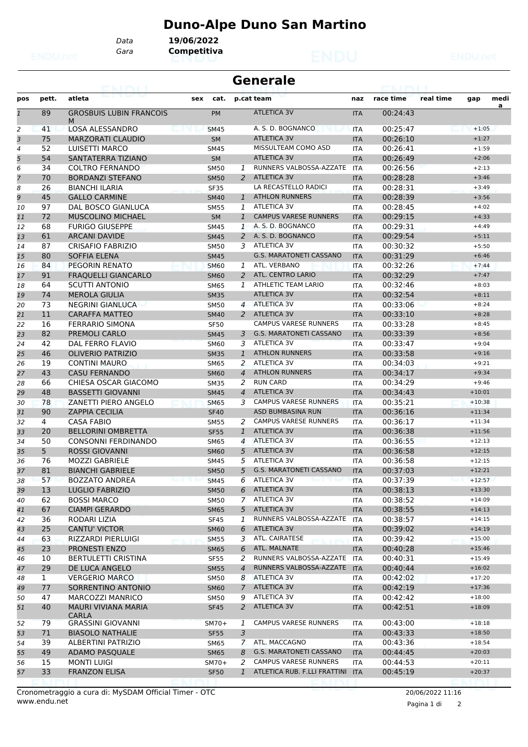# Duno-Alpe Duno San Martino

Data **19/06/2022**
Gara **Competitiva**

## Generale

| pos | pett. | atleta | sex | cat. | p.cat | team | naz | race time | real time | gap | medi a |
|---|---|---|---|---|---|---|---|---|---|---|---|
| 1 | 89 | GROSBUIS LUBIN FRANCOIS M | | PM | | ATLETICA 3V | ITA | 00:24:43 | | | |
| 2 | 41 | LOSA ALESSANDRO | | SM45 | | A. S. D. BOGNANCO | ITA | 00:25:47 | | +1:05 | |
| 3 | 75 | MARZORATI CLAUDIO | | SM | | ATLETICA 3V | ITA | 00:26:10 | | +1:27 | |
| 4 | 52 | LUISETTI MARCO | | SM45 | | MISSULTEAM COMO ASD | ITA | 00:26:41 | | +1:59 | |
| 5 | 54 | SANTATERRA TIZIANO | | SM | | ATLETICA 3V | ITA | 00:26:49 | | +2:06 | |
| 6 | 34 | COLTRO FERNANDO | | SM50 | 1 | RUNNERS VALBOSSA-AZZATE | ITA | 00:26:56 | | +2:13 | |
| 7 | 70 | BORDANZI STEFANO | | SM50 | 2 | ATLETICA 3V | ITA | 00:28:28 | | +3:46 | |
| 8 | 26 | BIANCHI ILARIA | | SF35 | | LA RECASTELLO RADICI | ITA | 00:28:31 | | +3:49 | |
| 9 | 45 | GALLO CARMINE | | SM40 | 1 | ATHLON RUNNERS | ITA | 00:28:39 | | +3:56 | |
| 10 | 97 | DAL BOSCO GIANLUCA | | SM55 | 1 | ATLETICA 3V | ITA | 00:28:45 | | +4:02 | |
| 11 | 72 | MUSCOLINO MICHAEL | | SM | 1 | CAMPUS VARESE RUNNERS | ITA | 00:29:15 | | +4:33 | |
| 12 | 68 | FURIGO GIUSEPPE | | SM45 | 1 | A. S. D. BOGNANCO | ITA | 00:29:31 | | +4:49 | |
| 13 | 61 | ARCANI DAVIDE | | SM45 | 2 | A. S. D. BOGNANCO | ITA | 00:29:54 | | +5:11 | |
| 14 | 87 | CRISAFIO FABRIZIO | | SM50 | 3 | ATLETICA 3V | ITA | 00:30:32 | | +5:50 | |
| 15 | 80 | SOFFIA ELENA | | SM45 | | G.S. MARATONETI CASSANO | ITA | 00:31:29 | | +6:46 | |
| 16 | 84 | PEGORIN RENATO | | SM60 | 1 | ATL. VERBANO | ITA | 00:32:26 | | +7:44 | |
| 17 | 91 | FRAQUELLI GIANCARLO | | SM60 | 2 | ATL. CENTRO LARIO | ITA | 00:32:29 | | +7:47 | |
| 18 | 64 | SCUTTI ANTONIO | | SM65 | 1 | ATHLETIC TEAM LARIO | ITA | 00:32:46 | | +8:03 | |
| 19 | 74 | MEROLA GIULIA | | SM35 | | ATLETICA 3V | ITA | 00:32:54 | | +8:11 | |
| 20 | 73 | NEGRINI GIANLUCA | | SM50 | 4 | ATLETICA 3V | ITA | 00:33:06 | | +8:24 | |
| 21 | 11 | CARAFFA MATTEO | | SM40 | 2 | ATLETICA 3V | ITA | 00:33:10 | | +8:28 | |
| 22 | 16 | FERRARIO SIMONA | | SF50 | | CAMPUS VARESE RUNNERS | ITA | 00:33:28 | | +8:45 | |
| 23 | 82 | PREMOLI CARLO | | SM45 | 3 | G.S. MARATONETI CASSANO | ITA | 00:33:39 | | +8:56 | |
| 24 | 42 | DAL FERRO FLAVIO | | SM60 | 3 | ATLETICA 3V | ITA | 00:33:47 | | +9:04 | |
| 25 | 46 | OLIVERIO PATRIZIO | | SM35 | 1 | ATHLON RUNNERS | ITA | 00:33:58 | | +9:16 | |
| 26 | 19 | CONTINI MAURO | | SM65 | 2 | ATLETICA 3V | ITA | 00:34:03 | | +9:21 | |
| 27 | 43 | CASU FERNANDO | | SM60 | 4 | ATHLON RUNNERS | ITA | 00:34:17 | | +9:34 | |
| 28 | 66 | CHIESA OSCAR GIACOMO | | SM35 | 2 | RUN CARD | ITA | 00:34:29 | | +9:46 | |
| 29 | 48 | BASSETTI GIOVANNI | | SM45 | 4 | ATLETICA 3V | ITA | 00:34:43 | | +10:01 | |
| 30 | 78 | ZANETTI PIERO ANGELO | | SM65 | 3 | CAMPUS VARESE RUNNERS | ITA | 00:35:21 | | +10:38 | |
| 31 | 90 | ZAPPIA CECILIA | | SF40 | | ASD BUMBASINA RUN | ITA | 00:36:16 | | +11:34 | |
| 32 | 4 | CASA FABIO | | SM55 | 2 | CAMPUS VARESE RUNNERS | ITA | 00:36:17 | | +11:34 | |
| 33 | 20 | BELLORINI OMBRETTA | | SF55 | 1 | ATLETICA 3V | ITA | 00:36:38 | | +11:56 | |
| 34 | 50 | CONSONNI FERDINANDO | | SM65 | 4 | ATLETICA 3V | ITA | 00:36:55 | | +12:13 | |
| 35 | 5 | ROSSI GIOVANNI | | SM60 | 5 | ATLETICA 3V | ITA | 00:36:58 | | +12:15 | |
| 36 | 76 | MOZZI GABRIELE | | SM45 | 5 | ATLETICA 3V | ITA | 00:36:58 | | +12:15 | |
| 37 | 81 | BIANCHI GABRIELE | | SM50 | 5 | G.S. MARATONETI CASSANO | ITA | 00:37:03 | | +12:21 | |
| 38 | 57 | BOZZATO ANDREA | | SM45 | 6 | ATLETICA 3V | ITA | 00:37:39 | | +12:57 | |
| 39 | 13 | LUGLIO FABRIZIO | | SM50 | 6 | ATLETICA 3V | ITA | 00:38:13 | | +13:30 | |
| 40 | 62 | BOSSI MARCO | | SM50 | 7 | ATLETICA 3V | ITA | 00:38:52 | | +14:09 | |
| 41 | 67 | CIAMPI GERARDO | | SM65 | 5 | ATLETICA 3V | ITA | 00:38:55 | | +14:13 | |
| 42 | 36 | RODARI LIZIA | | SF45 | 1 | RUNNERS VALBOSSA-AZZATE | ITA | 00:38:57 | | +14:15 | |
| 43 | 25 | CANTU' VICTOR | | SM60 | 6 | ATLETICA 3V | ITA | 00:39:02 | | +14:19 | |
| 44 | 63 | RIZZARDI PIERLUIGI | | SM55 | 3 | ATL. CAIRATESE | ITA | 00:39:42 | | +15:00 | |
| 45 | 23 | PRONESTI ENZO | | SM65 | 6 | ATL. MALNATE | ITA | 00:40:28 | | +15:46 | |
| 46 | 10 | BERTULETTI CRISTINA | | SF55 | 2 | RUNNERS VALBOSSA-AZZATE | ITA | 00:40:31 | | +15:49 | |
| 47 | 29 | DE LUCA ANGELO | | SM55 | 4 | RUNNERS VALBOSSA-AZZATE | ITA | 00:40:44 | | +16:02 | |
| 48 | 1 | VERGERIO MARCO | | SM50 | 8 | ATLETICA 3V | ITA | 00:42:02 | | +17:20 | |
| 49 | 77 | SORRENTINO ANTONIO | | SM60 | 7 | ATLETICA 3V | ITA | 00:42:19 | | +17:36 | |
| 50 | 47 | MARCOZZI MANRICO | | SM50 | 9 | ATLETICA 3V | ITA | 00:42:42 | | +18:00 | |
| 51 | 40 | MAURI VIVIANA MARIA CARLA | | SF45 | 2 | ATLETICA 3V | ITA | 00:42:51 | | +18:09 | |
| 52 | 79 | GRASSINI GIOVANNI | | SM70+ | 1 | CAMPUS VARESE RUNNERS | ITA | 00:43:00 | | +18:18 | |
| 53 | 71 | BIASOLO NATHALIE | | SF55 | 3 | | ITA | 00:43:33 | | +18:50 | |
| 54 | 39 | ALBERTINI PATRIZIO | | SM65 | 7 | ATL. MACCAGNO | ITA | 00:43:36 | | +18:54 | |
| 55 | 49 | ADAMO PASQUALE | | SM65 | 8 | G.S. MARATONETI CASSANO | ITA | 00:44:45 | | +20:03 | |
| 56 | 15 | MONTI LUIGI | | SM70+ | 2 | CAMPUS VARESE RUNNERS | ITA | 00:44:53 | | +20:11 | |
| 57 | 33 | FRANZON ELISA | | SF50 | 1 | ATLETICA RUB. F.LLI FRATTINI | ITA | 00:45:19 | | +20:37 | |

Cronometraggio a cura di: MySDAM Official Timer - OTC
www.endu.net

20/06/2022 11:16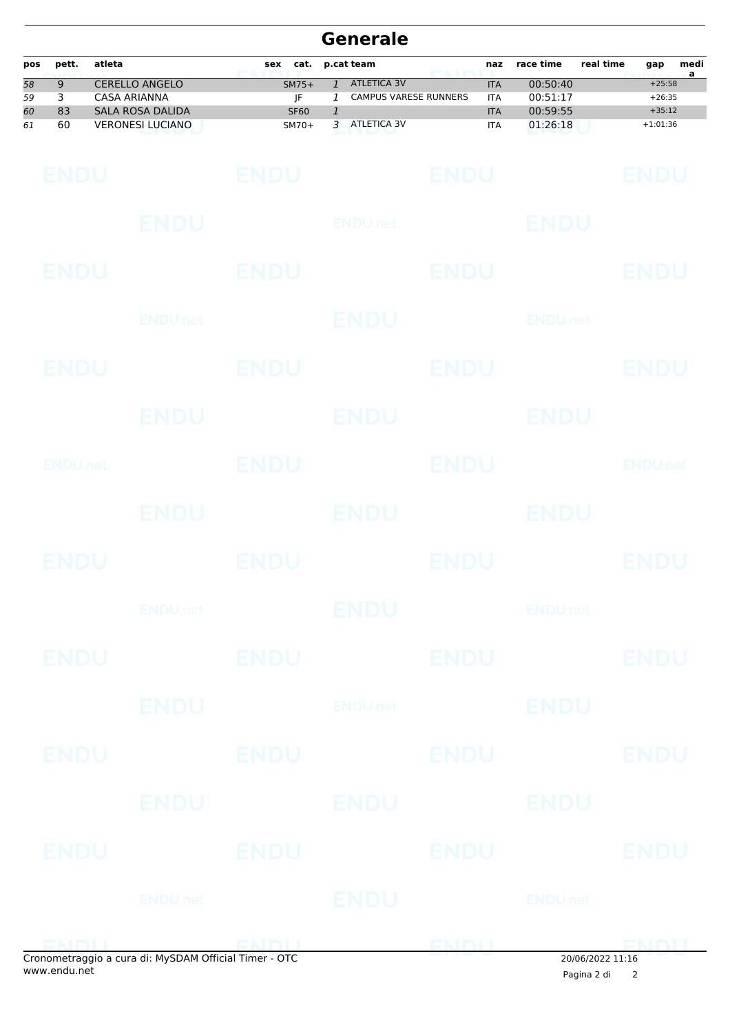# Generale

| pos | pett. | atleta | sex | cat. | p.cat | team | naz | race time | real time | gap | media |
|---|---|---|---|---|---|---|---|---|---|---|---|
| 58 | 9 | CERELLO ANGELO | | SM75+ | 1 | ATLETICA 3V | ITA | 00:50:40 | | +25:58 | |
| 59 | 3 | CASA ARIANNA | | JF | 1 | CAMPUS VARESE RUNNERS | ITA | 00:51:17 | | +26:35 | |
| 60 | 83 | SALA ROSA DALIDA | | SF60 | 1 | | ITA | 00:59:55 | | +35:12 | |
| 61 | 60 | VERONESI LUCIANO | | SM70+ | 3 | ATLETICA 3V | ITA | 01:26:18 | | +1:01:36 | |

Cronometraggio a cura di: MySDAM Official Timer - OTC
www.endu.net

20/06/2022 11:16